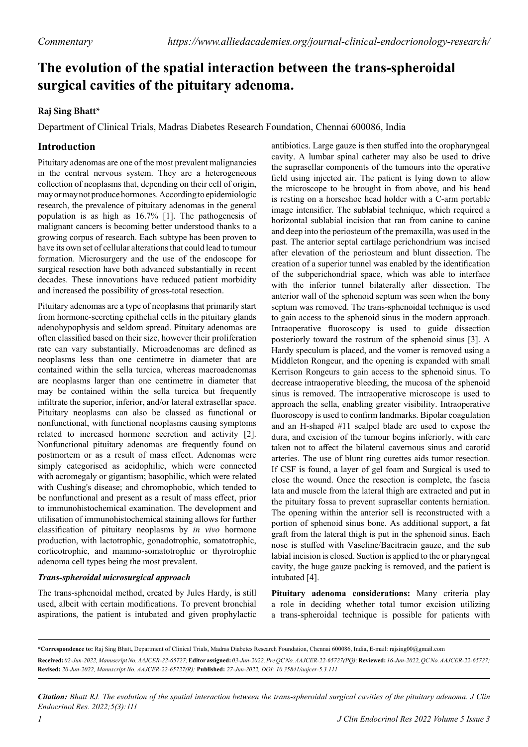Commentary https://www.alliedacademies.org/journal-clinical-endocrionology-research/

# The evolution of the spatial interaction between the trans-spheroidal surgical cavities of the pituitary adenoma.

**Raj Sing Bhatt***

Department of Clinical Trials, Madras Diabetes Research Foundation, Chennai 600086, India

## Introduction

Pituitary adenomas are one of the most prevalent malignancies in the central nervous system. They are a heterogeneous collection of neoplasms that, depending on their cell of origin, may or may not produce hormones. According to epidemiologic research, the prevalence of pituitary adenomas in the general population is as high as 16.7% [1]. The pathogenesis of malignant cancers is becoming better understood thanks to a growing corpus of research. Each subtype has been proven to have its own set of cellular alterations that could lead to tumour formation. Microsurgery and the use of the endoscope for surgical resection have both advanced substantially in recent decades. These innovations have reduced patient morbidity and increased the possibility of gross-total resection.

Pituitary adenomas are a type of neoplasms that primarily start from hormone-secreting epithelial cells in the pituitary glands adenohypophysis and seldom spread. Pituitary adenomas are often classified based on their size, however their proliferation rate can vary substantially. Microadenomas are defined as neoplasms less than one centimetre in diameter that are contained within the sella turcica, whereas macroadenomas are neoplasms larger than one centimetre in diameter that may be contained within the sella turcica but frequently infiltrate the superior, inferior, and/or lateral extrasellar space. Pituitary neoplasms can also be classed as functional or nonfunctional, with functional neoplasms causing symptoms related to increased hormone secretion and activity [2]. Nonfunctional pituitary adenomas are frequently found on postmortem or as a result of mass effect. Adenomas were simply categorised as acidophilic, which were connected with acromegaly or gigantism; basophilic, which were related with Cushing's disease; and chromophobic, which tended to be nonfunctional and present as a result of mass effect, prior to immunohistochemical examination. The development and utilisation of immunohistochemical staining allows for further classification of pituitary neoplasms by *in vivo* hormone production, with lactotrophic, gonadotrophic, somatotrophic, corticotrophic, and mammo-somatotrophic or thyrotrophic adenoma cell types being the most prevalent.

### *Trans-spheroidal microsurgical approach*

The trans-sphenoidal method, created by Jules Hardy, is still used, albeit with certain modifications. To prevent bronchial aspirations, the patient is intubated and given prophylactic antibiotics. Large gauze is then stuffed into the oropharyngeal cavity. A lumbar spinal catheter may also be used to drive the suprasellar components of the tumours into the operative field using injected air. The patient is lying down to allow the microscope to be brought in from above, and his head is resting on a horseshoe head holder with a C-arm portable image intensifier. The sublabial technique, which required a horizontal sublabial incision that ran from canine to canine and deep into the periosteum of the premaxilla, was used in the past. The anterior septal cartilage perichondrium was incised after elevation of the periosteum and blunt dissection. The creation of a superior tunnel was enabled by the identification of the subperichondrial space, which was able to interface with the inferior tunnel bilaterally after dissection. The anterior wall of the sphenoid septum was seen when the bony septum was removed. The trans-sphenoidal technique is used to gain access to the sphenoid sinus in the modern approach. Intraoperative fluoroscopy is used to guide dissection posteriorly toward the rostrum of the sphenoid sinus [3]. A Hardy speculum is placed, and the vomer is removed using a Middleton Rongeur, and the opening is expanded with small Kerrison Rongeurs to gain access to the sphenoid sinus. To decrease intraoperative bleeding, the mucosa of the sphenoid sinus is removed. The intraoperative microscope is used to approach the sella, enabling greater visibility. Intraoperative fluoroscopy is used to confirm landmarks. Bipolar coagulation and an H-shaped #11 scalpel blade are used to expose the dura, and excision of the tumour begins inferiorly, with care taken not to affect the bilateral cavernous sinus and carotid arteries. The use of blunt ring curettes aids tumor resection. If CSF is found, a layer of gel foam and Surgical is used to close the wound. Once the resection is complete, the fascia lata and muscle from the lateral thigh are extracted and put in the pituitary fossa to prevent suprasellar contents herniation. The opening within the anterior sell is reconstructed with a portion of sphenoid sinus bone. As additional support, a fat graft from the lateral thigh is put in the sphenoid sinus. Each nose is stuffed with Vaseline/Bacitracin gauze, and the sub labial incision is closed. Suction is applied to the or pharyngeal cavity, the huge gauze packing is removed, and the patient is intubated [4].

**Pituitary adenoma considerations:** Many criteria play a role in deciding whether total tumor excision utilizing a trans-spheroidal technique is possible for patients with

---

***Correspondence to:** Raj Sing Bhatt**,** Department of Clinical Trials, Madras Diabetes Research Foundation, Chennai 600086, India**,** E-mail: rajsing00@gmail.com

**Received:** *02-Jun-2022, Manuscript No. AAJCER-22-65727;* **Editor assigned:** *03-Jun-2022, Pre QC No. AAJCER-22-65727(PQ);* **Reviewed:** *16-Jun-2022, QC No. AAJCER-22-65727;* **Revised:** *20-Jun-2022, Manuscript No. AAJCER-22-65727(R);* **Published:** *27-Jun-2022, DOI: 10.35841/aajcer-5.3.111*

***Citation:** Bhatt RJ. The evolution of the spatial interaction between the trans-spheroidal surgical cavities of the pituitary adenoma. J Clin Endocrinol Res. 2022;5(3):111*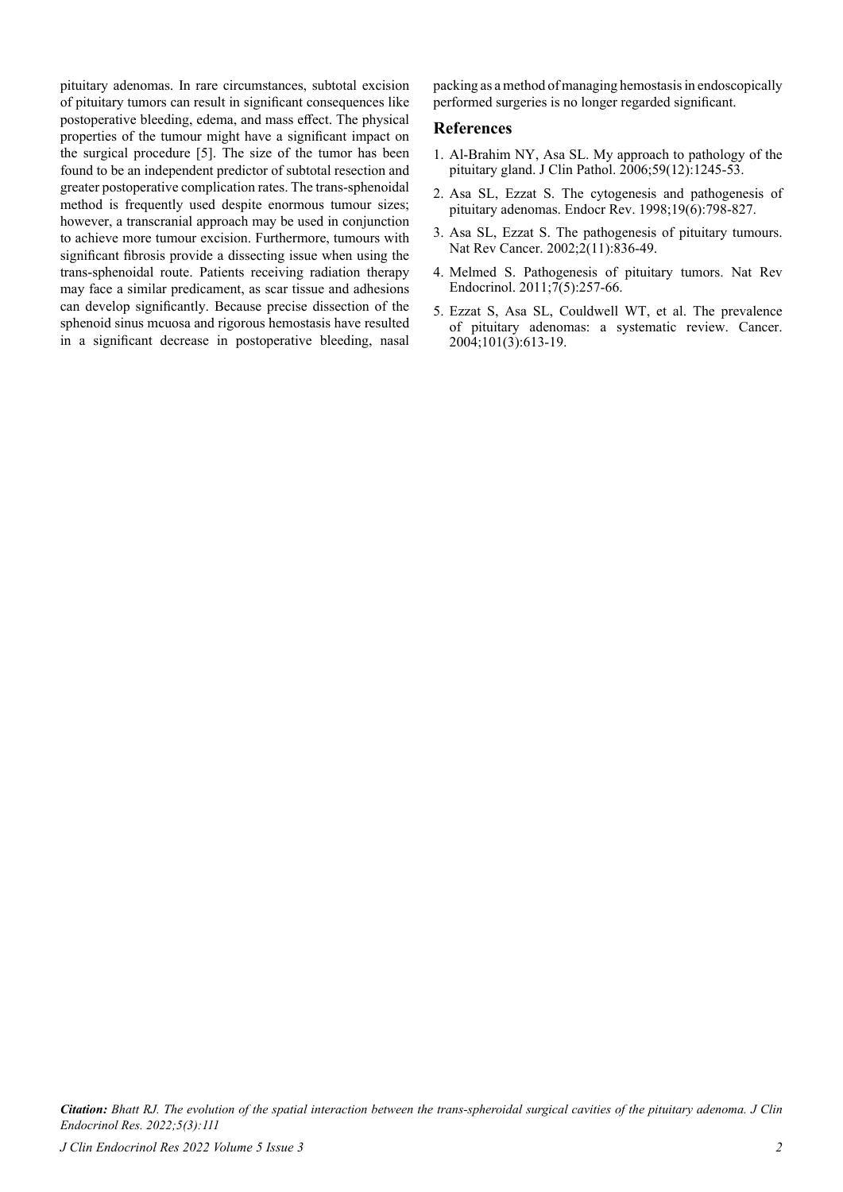pituitary adenomas. In rare circumstances, subtotal excision of pituitary tumors can result in significant consequences like postoperative bleeding, edema, and mass effect. The physical properties of the tumour might have a significant impact on the surgical procedure [5]. The size of the tumor has been found to be an independent predictor of subtotal resection and greater postoperative complication rates. The trans-sphenoidal method is frequently used despite enormous tumour sizes; however, a transcranial approach may be used in conjunction to achieve more tumour excision. Furthermore, tumours with significant fibrosis provide a dissecting issue when using the trans-sphenoidal route. Patients receiving radiation therapy may face a similar predicament, as scar tissue and adhesions can develop significantly. Because precise dissection of the sphenoid sinus mcuosa and rigorous hemostasis have resulted in a significant decrease in postoperative bleeding, nasal packing as a method of managing hemostasis in endoscopically performed surgeries is no longer regarded significant.

## References

1. Al-Brahim NY, Asa SL. My approach to pathology of the pituitary gland. J Clin Pathol. 2006;59(12):1245-53.
2. Asa SL, Ezzat S. The cytogenesis and pathogenesis of pituitary adenomas. Endocr Rev. 1998;19(6):798-827.
3. Asa SL, Ezzat S. The pathogenesis of pituitary tumours. Nat Rev Cancer. 2002;2(11):836-49.
4. Melmed S. Pathogenesis of pituitary tumors. Nat Rev Endocrinol. 2011;7(5):257-66.
5. Ezzat S, Asa SL, Couldwell WT, et al. The prevalence of pituitary adenomas: a systematic review. Cancer. 2004;101(3):613-19.

***Citation:*** *Bhatt RJ. The evolution of the spatial interaction between the trans-spheroidal surgical cavities of the pituitary adenoma. J Clin Endocrinol Res. 2022;5(3):111*